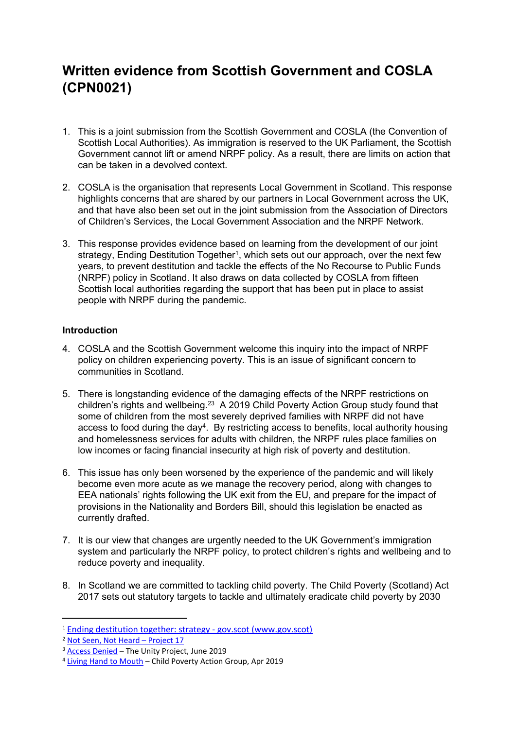# Written evidence from Scottish Government and COSLA (CPN0021)

1. This is a joint submission from the Scottish Government and COSLA (the Convention of Scottish Local Authorities). As immigration is reserved to the UK Parliament, the Scottish Government cannot lift or amend NRPF policy. As a result, there are limits on action that can be taken in a devolved context.

2. COSLA is the organisation that represents Local Government in Scotland. This response highlights concerns that are shared by our partners in Local Government across the UK, and that have also been set out in the joint submission from the Association of Directors of Children's Services, the Local Government Association and the NRPF Network.

3. This response provides evidence based on learning from the development of our joint strategy, Ending Destitution Together[1], which sets out our approach, over the next few years, to prevent destitution and tackle the effects of the No Recourse to Public Funds (NRPF) policy in Scotland. It also draws on data collected by COSLA from fifteen Scottish local authorities regarding the support that has been put in place to assist people with NRPF during the pandemic.

### Introduction

4. COSLA and the Scottish Government welcome this inquiry into the impact of NRPF policy on children experiencing poverty. This is an issue of significant concern to communities in Scotland.

5. There is longstanding evidence of the damaging effects of the NRPF restrictions on children's rights and wellbeing.[2][3] A 2019 Child Poverty Action Group study found that some of children from the most severely deprived families with NRPF did not have access to food during the day[4]. By restricting access to benefits, local authority housing and homelessness services for adults with children, the NRPF rules place families on low incomes or facing financial insecurity at high risk of poverty and destitution.

6. This issue has only been worsened by the experience of the pandemic and will likely become even more acute as we manage the recovery period, along with changes to EEA nationals' rights following the UK exit from the EU, and prepare for the impact of provisions in the Nationality and Borders Bill, should this legislation be enacted as currently drafted.

7. It is our view that changes are urgently needed to the UK Government's immigration system and particularly the NRPF policy, to protect children's rights and wellbeing and to reduce poverty and inequality.

8. In Scotland we are committed to tackling child poverty. The Child Poverty (Scotland) Act 2017 sets out statutory targets to tackle and ultimately eradicate child poverty by 2030

---

[1] Ending destitution together: strategy - gov.scot (www.gov.scot)

[2] Not Seen, Not Heard – Project 17

[3] Access Denied – The Unity Project, June 2019

[4] Living Hand to Mouth – Child Poverty Action Group, Apr 2019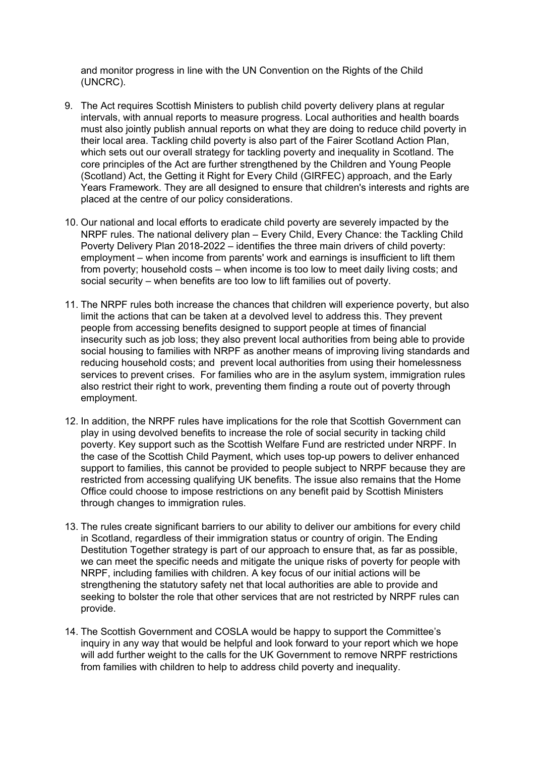and monitor progress in line with the UN Convention on the Rights of the Child (UNCRC).

9. The Act requires Scottish Ministers to publish child poverty delivery plans at regular intervals, with annual reports to measure progress. Local authorities and health boards must also jointly publish annual reports on what they are doing to reduce child poverty in their local area. Tackling child poverty is also part of the Fairer Scotland Action Plan, which sets out our overall strategy for tackling poverty and inequality in Scotland. The core principles of the Act are further strengthened by the Children and Young People (Scotland) Act, the Getting it Right for Every Child (GIRFEC) approach, and the Early Years Framework. They are all designed to ensure that children's interests and rights are placed at the centre of our policy considerations.

10. Our national and local efforts to eradicate child poverty are severely impacted by the NRPF rules. The national delivery plan – Every Child, Every Chance: the Tackling Child Poverty Delivery Plan 2018-2022 – identifies the three main drivers of child poverty: employment – when income from parents' work and earnings is insufficient to lift them from poverty; household costs – when income is too low to meet daily living costs; and social security – when benefits are too low to lift families out of poverty.

11. The NRPF rules both increase the chances that children will experience poverty, but also limit the actions that can be taken at a devolved level to address this. They prevent people from accessing benefits designed to support people at times of financial insecurity such as job loss; they also prevent local authorities from being able to provide social housing to families with NRPF as another means of improving living standards and reducing household costs; and prevent local authorities from using their homelessness services to prevent crises. For families who are in the asylum system, immigration rules also restrict their right to work, preventing them finding a route out of poverty through employment.

12. In addition, the NRPF rules have implications for the role that Scottish Government can play in using devolved benefits to increase the role of social security in tacking child poverty. Key support such as the Scottish Welfare Fund are restricted under NRPF. In the case of the Scottish Child Payment, which uses top-up powers to deliver enhanced support to families, this cannot be provided to people subject to NRPF because they are restricted from accessing qualifying UK benefits. The issue also remains that the Home Office could choose to impose restrictions on any benefit paid by Scottish Ministers through changes to immigration rules.

13. The rules create significant barriers to our ability to deliver our ambitions for every child in Scotland, regardless of their immigration status or country of origin. The Ending Destitution Together strategy is part of our approach to ensure that, as far as possible, we can meet the specific needs and mitigate the unique risks of poverty for people with NRPF, including families with children. A key focus of our initial actions will be strengthening the statutory safety net that local authorities are able to provide and seeking to bolster the role that other services that are not restricted by NRPF rules can provide.

14. The Scottish Government and COSLA would be happy to support the Committee's inquiry in any way that would be helpful and look forward to your report which we hope will add further weight to the calls for the UK Government to remove NRPF restrictions from families with children to help to address child poverty and inequality.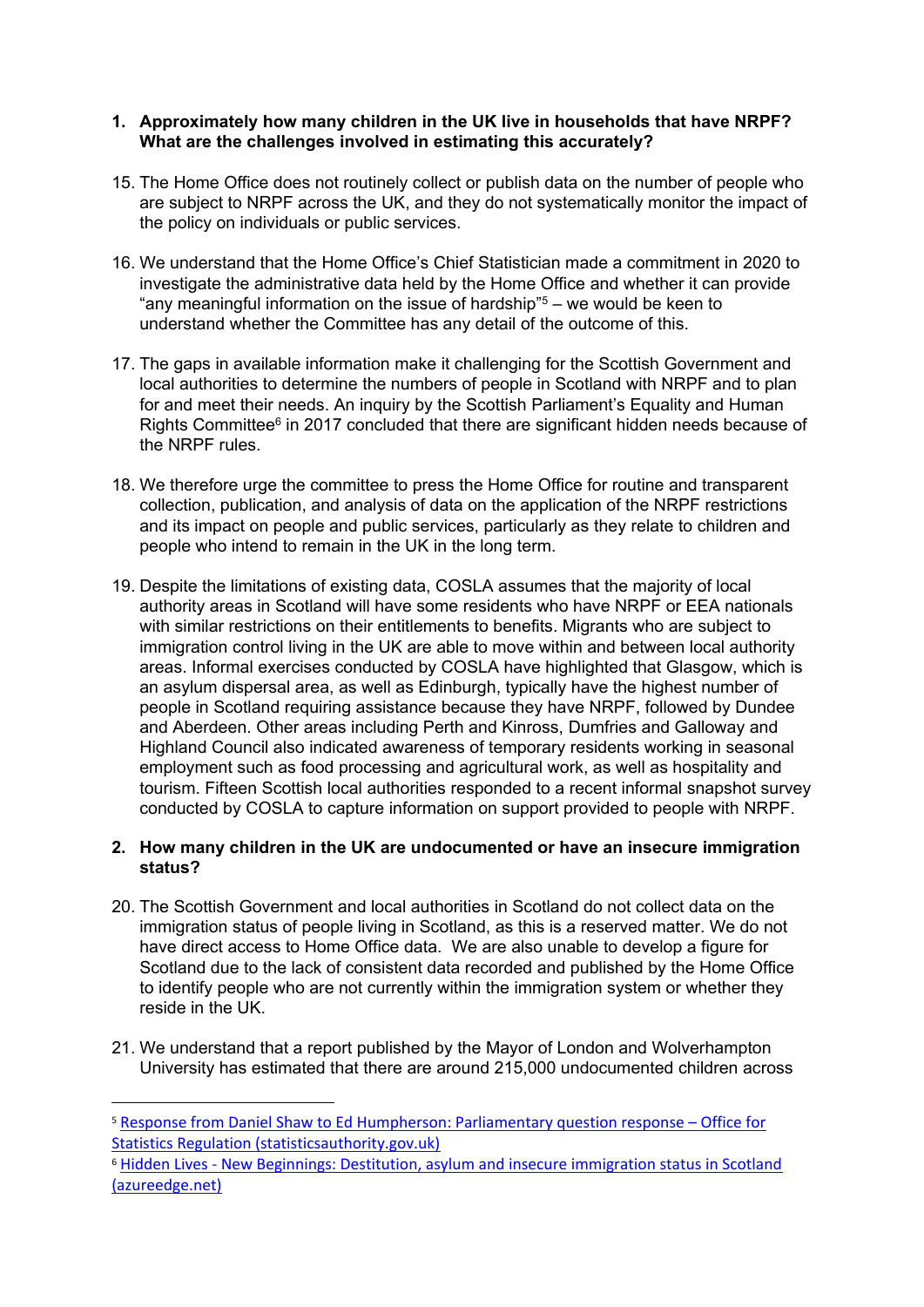**1. Approximately how many children in the UK live in households that have NRPF? What are the challenges involved in estimating this accurately?**

15. The Home Office does not routinely collect or publish data on the number of people who are subject to NRPF across the UK, and they do not systematically monitor the impact of the policy on individuals or public services.

16. We understand that the Home Office's Chief Statistician made a commitment in 2020 to investigate the administrative data held by the Home Office and whether it can provide "any meaningful information on the issue of hardship"[5] – we would be keen to understand whether the Committee has any detail of the outcome of this.

17. The gaps in available information make it challenging for the Scottish Government and local authorities to determine the numbers of people in Scotland with NRPF and to plan for and meet their needs. An inquiry by the Scottish Parliament's Equality and Human Rights Committee[6] in 2017 concluded that there are significant hidden needs because of the NRPF rules.

18. We therefore urge the committee to press the Home Office for routine and transparent collection, publication, and analysis of data on the application of the NRPF restrictions and its impact on people and public services, particularly as they relate to children and people who intend to remain in the UK in the long term.

19. Despite the limitations of existing data, COSLA assumes that the majority of local authority areas in Scotland will have some residents who have NRPF or EEA nationals with similar restrictions on their entitlements to benefits. Migrants who are subject to immigration control living in the UK are able to move within and between local authority areas. Informal exercises conducted by COSLA have highlighted that Glasgow, which is an asylum dispersal area, as well as Edinburgh, typically have the highest number of people in Scotland requiring assistance because they have NRPF, followed by Dundee and Aberdeen. Other areas including Perth and Kinross, Dumfries and Galloway and Highland Council also indicated awareness of temporary residents working in seasonal employment such as food processing and agricultural work, as well as hospitality and tourism. Fifteen Scottish local authorities responded to a recent informal snapshot survey conducted by COSLA to capture information on support provided to people with NRPF.

**2. How many children in the UK are undocumented or have an insecure immigration status?**

20. The Scottish Government and local authorities in Scotland do not collect data on the immigration status of people living in Scotland, as this is a reserved matter. We do not have direct access to Home Office data. We are also unable to develop a figure for Scotland due to the lack of consistent data recorded and published by the Home Office to identify people who are not currently within the immigration system or whether they reside in the UK.

21. We understand that a report published by the Mayor of London and Wolverhampton University has estimated that there are around 215,000 undocumented children across

---

[5] Response from Daniel Shaw to Ed Humpherson: Parliamentary question response – Office for Statistics Regulation (statisticsauthority.gov.uk)

[6] Hidden Lives - New Beginnings: Destitution, asylum and insecure immigration status in Scotland (azureedge.net)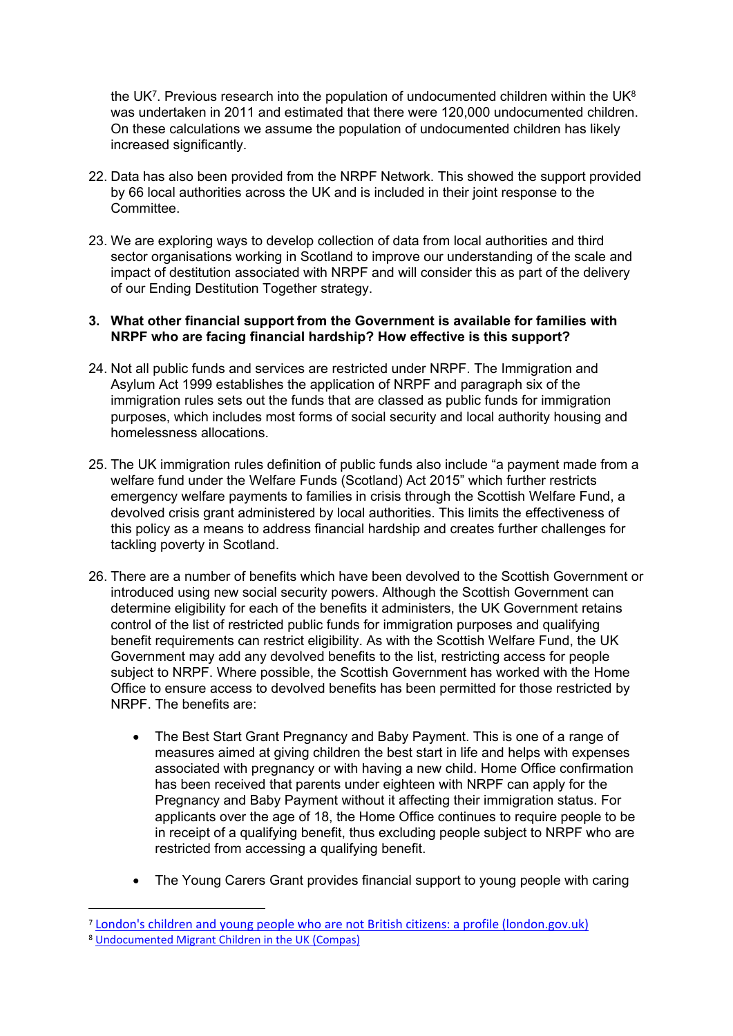the UK[7]. Previous research into the population of undocumented children within the UK[8] was undertaken in 2011 and estimated that there were 120,000 undocumented children. On these calculations we assume the population of undocumented children has likely increased significantly.

22. Data has also been provided from the NRPF Network. This showed the support provided by 66 local authorities across the UK and is included in their joint response to the Committee.

23. We are exploring ways to develop collection of data from local authorities and third sector organisations working in Scotland to improve our understanding of the scale and impact of destitution associated with NRPF and will consider this as part of the delivery of our Ending Destitution Together strategy.

**3. What other financial support from the Government is available for families with NRPF who are facing financial hardship? How effective is this support?**

24. Not all public funds and services are restricted under NRPF. The Immigration and Asylum Act 1999 establishes the application of NRPF and paragraph six of the immigration rules sets out the funds that are classed as public funds for immigration purposes, which includes most forms of social security and local authority housing and homelessness allocations.

25. The UK immigration rules definition of public funds also include "a payment made from a welfare fund under the Welfare Funds (Scotland) Act 2015" which further restricts emergency welfare payments to families in crisis through the Scottish Welfare Fund, a devolved crisis grant administered by local authorities. This limits the effectiveness of this policy as a means to address financial hardship and creates further challenges for tackling poverty in Scotland.

26. There are a number of benefits which have been devolved to the Scottish Government or introduced using new social security powers. Although the Scottish Government can determine eligibility for each of the benefits it administers, the UK Government retains control of the list of restricted public funds for immigration purposes and qualifying benefit requirements can restrict eligibility. As with the Scottish Welfare Fund, the UK Government may add any devolved benefits to the list, restricting access for people subject to NRPF. Where possible, the Scottish Government has worked with the Home Office to ensure access to devolved benefits has been permitted for those restricted by NRPF. The benefits are:

    - The Best Start Grant Pregnancy and Baby Payment. This is one of a range of measures aimed at giving children the best start in life and helps with expenses associated with pregnancy or with having a new child. Home Office confirmation has been received that parents under eighteen with NRPF can apply for the Pregnancy and Baby Payment without it affecting their immigration status. For applicants over the age of 18, the Home Office continues to require people to be in receipt of a qualifying benefit, thus excluding people subject to NRPF who are restricted from accessing a qualifying benefit.

    - The Young Carers Grant provides financial support to young people with caring

[7] London's children and young people who are not British citizens: a profile (london.gov.uk)

[8] Undocumented Migrant Children in the UK (Compas)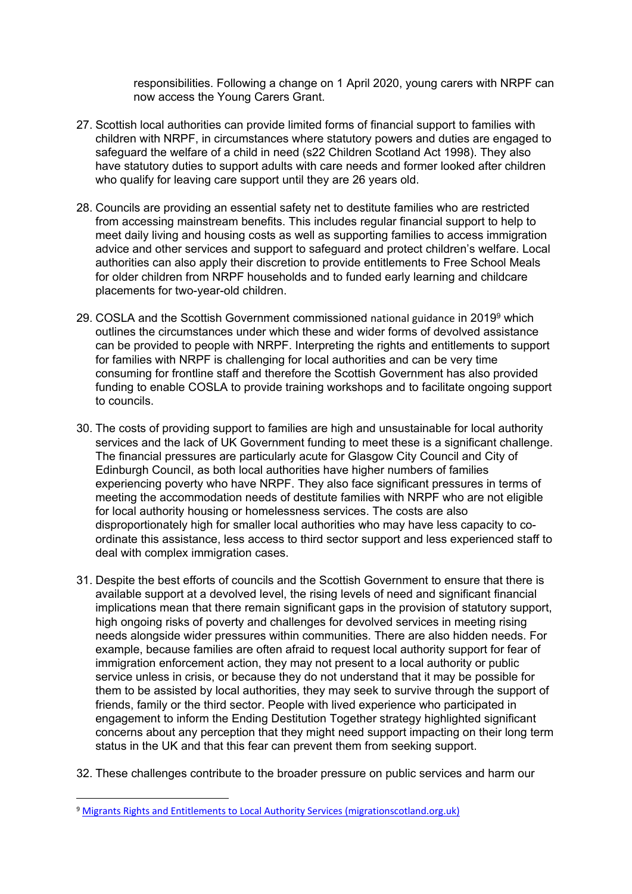responsibilities. Following a change on 1 April 2020, young carers with NRPF can now access the Young Carers Grant.

27. Scottish local authorities can provide limited forms of financial support to families with children with NRPF, in circumstances where statutory powers and duties are engaged to safeguard the welfare of a child in need (s22 Children Scotland Act 1998). They also have statutory duties to support adults with care needs and former looked after children who qualify for leaving care support until they are 26 years old.

28. Councils are providing an essential safety net to destitute families who are restricted from accessing mainstream benefits. This includes regular financial support to help to meet daily living and housing costs as well as supporting families to access immigration advice and other services and support to safeguard and protect children's welfare. Local authorities can also apply their discretion to provide entitlements to Free School Meals for older children from NRPF households and to funded early learning and childcare placements for two-year-old children.

29. COSLA and the Scottish Government commissioned national guidance in 2019[9] which outlines the circumstances under which these and wider forms of devolved assistance can be provided to people with NRPF. Interpreting the rights and entitlements to support for families with NRPF is challenging for local authorities and can be very time consuming for frontline staff and therefore the Scottish Government has also provided funding to enable COSLA to provide training workshops and to facilitate ongoing support to councils.

30. The costs of providing support to families are high and unsustainable for local authority services and the lack of UK Government funding to meet these is a significant challenge. The financial pressures are particularly acute for Glasgow City Council and City of Edinburgh Council, as both local authorities have higher numbers of families experiencing poverty who have NRPF. They also face significant pressures in terms of meeting the accommodation needs of destitute families with NRPF who are not eligible for local authority housing or homelessness services. The costs are also disproportionately high for smaller local authorities who may have less capacity to co-ordinate this assistance, less access to third sector support and less experienced staff to deal with complex immigration cases.

31. Despite the best efforts of councils and the Scottish Government to ensure that there is available support at a devolved level, the rising levels of need and significant financial implications mean that there remain significant gaps in the provision of statutory support, high ongoing risks of poverty and challenges for devolved services in meeting rising needs alongside wider pressures within communities. There are also hidden needs. For example, because families are often afraid to request local authority support for fear of immigration enforcement action, they may not present to a local authority or public service unless in crisis, or because they do not understand that it may be possible for them to be assisted by local authorities, they may seek to survive through the support of friends, family or the third sector. People with lived experience who participated in engagement to inform the Ending Destitution Together strategy highlighted significant concerns about any perception that they might need support impacting on their long term status in the UK and that this fear can prevent them from seeking support.

32. These challenges contribute to the broader pressure on public services and harm our

---

[9] Migrants Rights and Entitlements to Local Authority Services (migrationscotland.org.uk)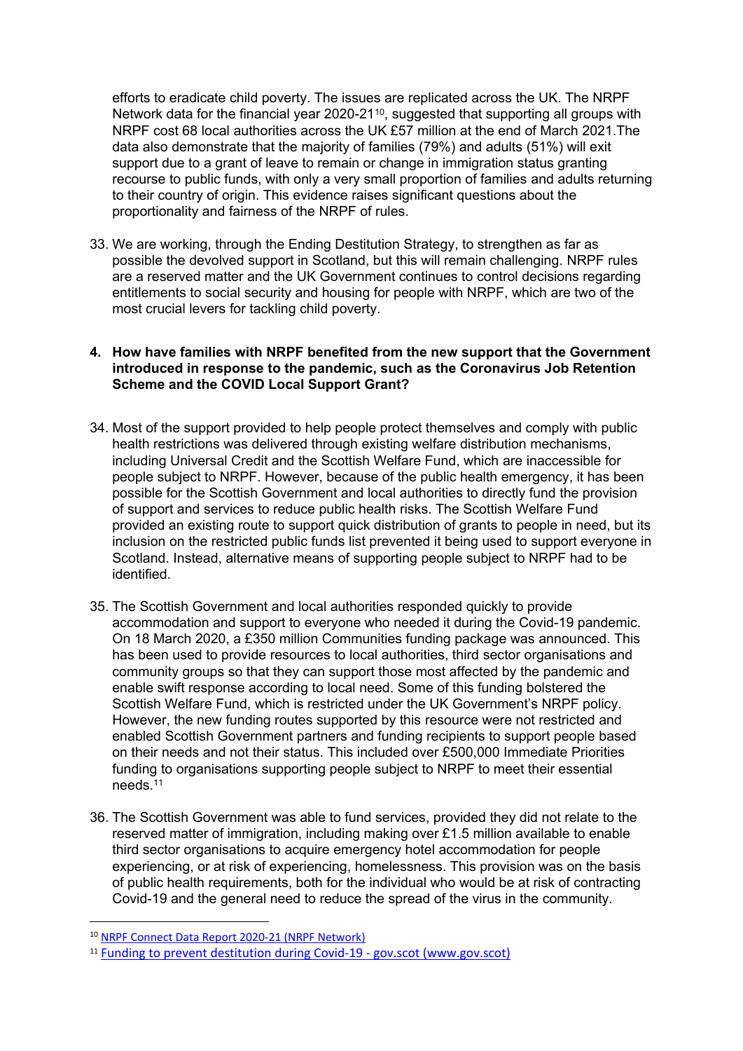efforts to eradicate child poverty. The issues are replicated across the UK. The NRPF Network data for the financial year 2020-21[10], suggested that supporting all groups with NRPF cost 68 local authorities across the UK £57 million at the end of March 2021.The data also demonstrate that the majority of families (79%) and adults (51%) will exit support due to a grant of leave to remain or change in immigration status granting recourse to public funds, with only a very small proportion of families and adults returning to their country of origin. This evidence raises significant questions about the proportionality and fairness of the NRPF of rules.

33. We are working, through the Ending Destitution Strategy, to strengthen as far as possible the devolved support in Scotland, but this will remain challenging. NRPF rules are a reserved matter and the UK Government continues to control decisions regarding entitlements to social security and housing for people with NRPF, which are two of the most crucial levers for tackling child poverty.

**4. How have families with NRPF benefited from the new support that the Government introduced in response to the pandemic, such as the Coronavirus Job Retention Scheme and the COVID Local Support Grant?**

34. Most of the support provided to help people protect themselves and comply with public health restrictions was delivered through existing welfare distribution mechanisms, including Universal Credit and the Scottish Welfare Fund, which are inaccessible for people subject to NRPF. However, because of the public health emergency, it has been possible for the Scottish Government and local authorities to directly fund the provision of support and services to reduce public health risks. The Scottish Welfare Fund provided an existing route to support quick distribution of grants to people in need, but its inclusion on the restricted public funds list prevented it being used to support everyone in Scotland. Instead, alternative means of supporting people subject to NRPF had to be identified.

35. The Scottish Government and local authorities responded quickly to provide accommodation and support to everyone who needed it during the Covid-19 pandemic. On 18 March 2020, a £350 million Communities funding package was announced. This has been used to provide resources to local authorities, third sector organisations and community groups so that they can support those most affected by the pandemic and enable swift response according to local need. Some of this funding bolstered the Scottish Welfare Fund, which is restricted under the UK Government's NRPF policy. However, the new funding routes supported by this resource were not restricted and enabled Scottish Government partners and funding recipients to support people based on their needs and not their status. This included over £500,000 Immediate Priorities funding to organisations supporting people subject to NRPF to meet their essential needs.[11]

36. The Scottish Government was able to fund services, provided they did not relate to the reserved matter of immigration, including making over £1.5 million available to enable third sector organisations to acquire emergency hotel accommodation for people experiencing, or at risk of experiencing, homelessness. This provision was on the basis of public health requirements, both for the individual who would be at risk of contracting Covid-19 and the general need to reduce the spread of the virus in the community.

---

[10] NRPF Connect Data Report 2020-21 (NRPF Network)

[11] Funding to prevent destitution during Covid-19 - gov.scot (www.gov.scot)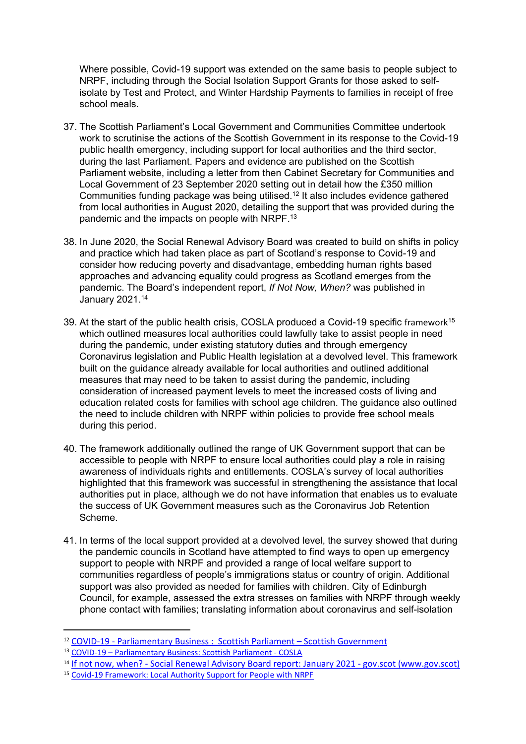Where possible, Covid-19 support was extended on the same basis to people subject to NRPF, including through the Social Isolation Support Grants for those asked to self-isolate by Test and Protect, and Winter Hardship Payments to families in receipt of free school meals.

37. The Scottish Parliament's Local Government and Communities Committee undertook work to scrutinise the actions of the Scottish Government in its response to the Covid-19 public health emergency, including support for local authorities and the third sector, during the last Parliament. Papers and evidence are published on the Scottish Parliament website, including a letter from then Cabinet Secretary for Communities and Local Government of 23 September 2020 setting out in detail how the £350 million Communities funding package was being utilised.[12] It also includes evidence gathered from local authorities in August 2020, detailing the support that was provided during the pandemic and the impacts on people with NRPF.[13]

38. In June 2020, the Social Renewal Advisory Board was created to build on shifts in policy and practice which had taken place as part of Scotland's response to Covid-19 and consider how reducing poverty and disadvantage, embedding human rights based approaches and advancing equality could progress as Scotland emerges from the pandemic. The Board's independent report, *If Not Now, When?* was published in January 2021.[14]

39. At the start of the public health crisis, COSLA produced a Covid-19 specific framework[15] which outlined measures local authorities could lawfully take to assist people in need during the pandemic, under existing statutory duties and through emergency Coronavirus legislation and Public Health legislation at a devolved level. This framework built on the guidance already available for local authorities and outlined additional measures that may need to be taken to assist during the pandemic, including consideration of increased payment levels to meet the increased costs of living and education related costs for families with school age children. The guidance also outlined the need to include children with NRPF within policies to provide free school meals during this period.

40. The framework additionally outlined the range of UK Government support that can be accessible to people with NRPF to ensure local authorities could play a role in raising awareness of individuals rights and entitlements. COSLA's survey of local authorities highlighted that this framework was successful in strengthening the assistance that local authorities put in place, although we do not have information that enables us to evaluate the success of UK Government measures such as the Coronavirus Job Retention Scheme.

41. In terms of the local support provided at a devolved level, the survey showed that during the pandemic councils in Scotland have attempted to find ways to open up emergency support to people with NRPF and provided a range of local welfare support to communities regardless of people's immigrations status or country of origin. Additional support was also provided as needed for families with children. City of Edinburgh Council, for example, assessed the extra stresses on families with NRPF through weekly phone contact with families; translating information about coronavirus and self-isolation

---

[12] COVID-19 - Parliamentary Business : Scottish Parliament – Scottish Government

[13] COVID-19 – Parliamentary Business: Scottish Parliament - COSLA

[14] If not now, when? - Social Renewal Advisory Board report: January 2021 - gov.scot (www.gov.scot)

[15] Covid-19 Framework: Local Authority Support for People with NRPF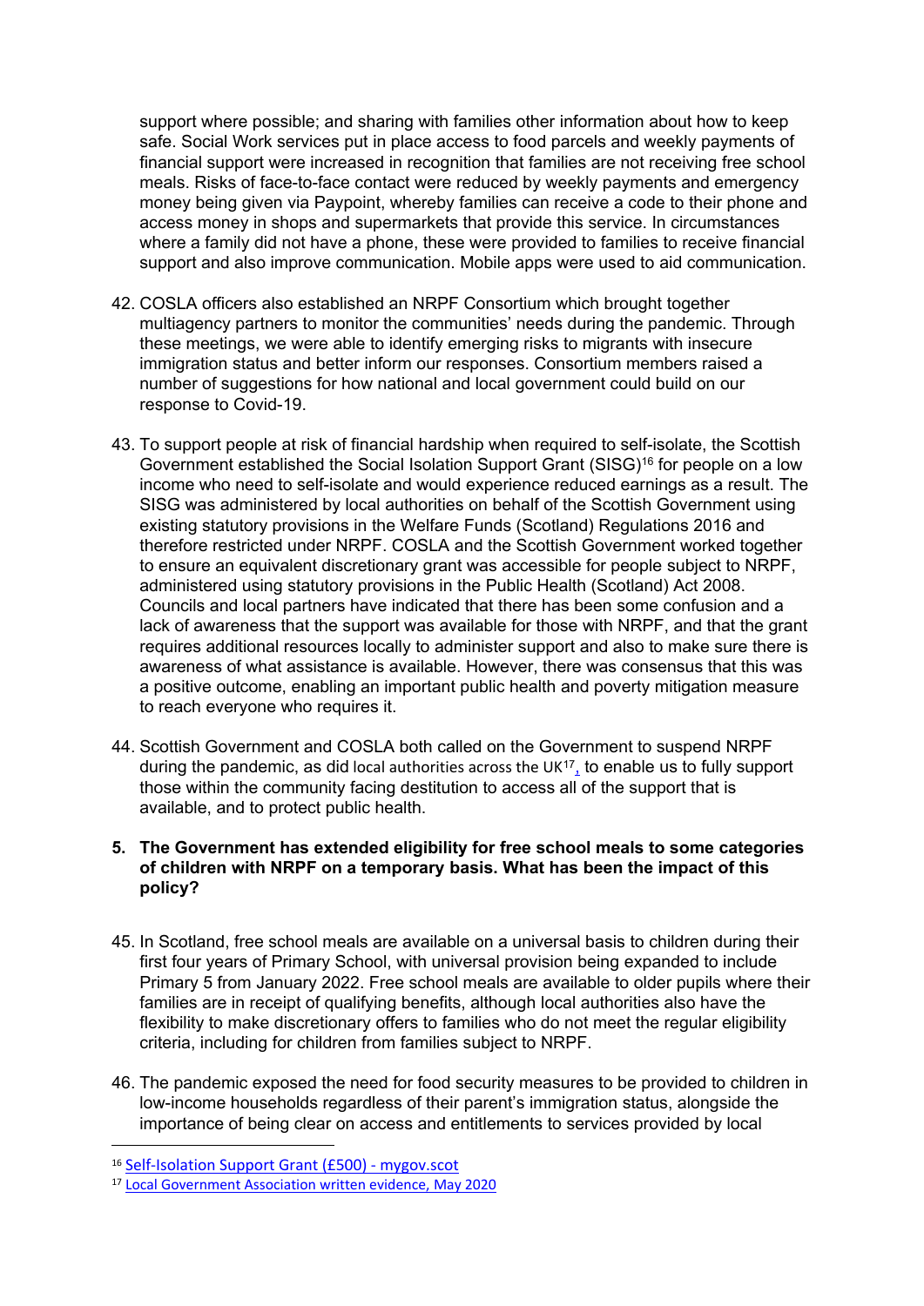support where possible; and sharing with families other information about how to keep safe. Social Work services put in place access to food parcels and weekly payments of financial support were increased in recognition that families are not receiving free school meals. Risks of face-to-face contact were reduced by weekly payments and emergency money being given via Paypoint, whereby families can receive a code to their phone and access money in shops and supermarkets that provide this service. In circumstances where a family did not have a phone, these were provided to families to receive financial support and also improve communication. Mobile apps were used to aid communication.

42. COSLA officers also established an NRPF Consortium which brought together multiagency partners to monitor the communities' needs during the pandemic. Through these meetings, we were able to identify emerging risks to migrants with insecure immigration status and better inform our responses. Consortium members raised a number of suggestions for how national and local government could build on our response to Covid-19.

43. To support people at risk of financial hardship when required to self-isolate, the Scottish Government established the Social Isolation Support Grant (SISG)[16] for people on a low income who need to self-isolate and would experience reduced earnings as a result. The SISG was administered by local authorities on behalf of the Scottish Government using existing statutory provisions in the Welfare Funds (Scotland) Regulations 2016 and therefore restricted under NRPF. COSLA and the Scottish Government worked together to ensure an equivalent discretionary grant was accessible for people subject to NRPF, administered using statutory provisions in the Public Health (Scotland) Act 2008. Councils and local partners have indicated that there has been some confusion and a lack of awareness that the support was available for those with NRPF, and that the grant requires additional resources locally to administer support and also to make sure there is awareness of what assistance is available. However, there was consensus that this was a positive outcome, enabling an important public health and poverty mitigation measure to reach everyone who requires it.

44. Scottish Government and COSLA both called on the Government to suspend NRPF during the pandemic, as did local authorities across the UK[17], to enable us to fully support those within the community facing destitution to access all of the support that is available, and to protect public health.

**5. The Government has extended eligibility for free school meals to some categories of children with NRPF on a temporary basis. What has been the impact of this policy?**

45. In Scotland, free school meals are available on a universal basis to children during their first four years of Primary School, with universal provision being expanded to include Primary 5 from January 2022. Free school meals are available to older pupils where their families are in receipt of qualifying benefits, although local authorities also have the flexibility to make discretionary offers to families who do not meet the regular eligibility criteria, including for children from families subject to NRPF.

46. The pandemic exposed the need for food security measures to be provided to children in low-income households regardless of their parent's immigration status, alongside the importance of being clear on access and entitlements to services provided by local

[16] Self-Isolation Support Grant (£500) - mygov.scot

[17] Local Government Association written evidence, May 2020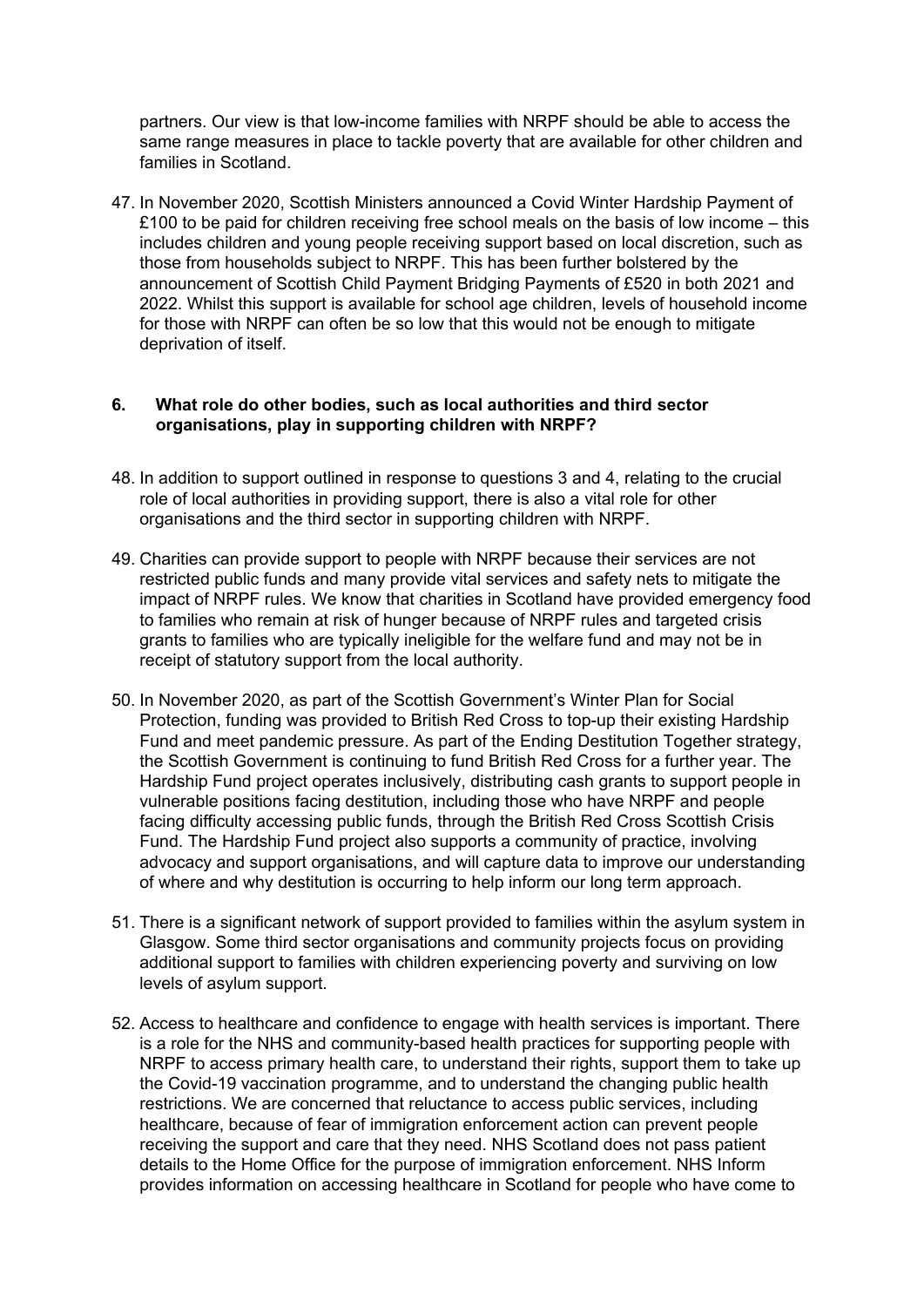partners. Our view is that low-income families with NRPF should be able to access the same range measures in place to tackle poverty that are available for other children and families in Scotland.

47. In November 2020, Scottish Ministers announced a Covid Winter Hardship Payment of £100 to be paid for children receiving free school meals on the basis of low income – this includes children and young people receiving support based on local discretion, such as those from households subject to NRPF. This has been further bolstered by the announcement of Scottish Child Payment Bridging Payments of £520 in both 2021 and 2022. Whilst this support is available for school age children, levels of household income for those with NRPF can often be so low that this would not be enough to mitigate deprivation of itself.

### 6. What role do other bodies, such as local authorities and third sector organisations, play in supporting children with NRPF?

48. In addition to support outlined in response to questions 3 and 4, relating to the crucial role of local authorities in providing support, there is also a vital role for other organisations and the third sector in supporting children with NRPF.

49. Charities can provide support to people with NRPF because their services are not restricted public funds and many provide vital services and safety nets to mitigate the impact of NRPF rules. We know that charities in Scotland have provided emergency food to families who remain at risk of hunger because of NRPF rules and targeted crisis grants to families who are typically ineligible for the welfare fund and may not be in receipt of statutory support from the local authority.

50. In November 2020, as part of the Scottish Government's Winter Plan for Social Protection, funding was provided to British Red Cross to top-up their existing Hardship Fund and meet pandemic pressure. As part of the Ending Destitution Together strategy, the Scottish Government is continuing to fund British Red Cross for a further year. The Hardship Fund project operates inclusively, distributing cash grants to support people in vulnerable positions facing destitution, including those who have NRPF and people facing difficulty accessing public funds, through the British Red Cross Scottish Crisis Fund. The Hardship Fund project also supports a community of practice, involving advocacy and support organisations, and will capture data to improve our understanding of where and why destitution is occurring to help inform our long term approach.

51. There is a significant network of support provided to families within the asylum system in Glasgow. Some third sector organisations and community projects focus on providing additional support to families with children experiencing poverty and surviving on low levels of asylum support.

52. Access to healthcare and confidence to engage with health services is important. There is a role for the NHS and community-based health practices for supporting people with NRPF to access primary health care, to understand their rights, support them to take up the Covid-19 vaccination programme, and to understand the changing public health restrictions. We are concerned that reluctance to access public services, including healthcare, because of fear of immigration enforcement action can prevent people receiving the support and care that they need. NHS Scotland does not pass patient details to the Home Office for the purpose of immigration enforcement. NHS Inform provides information on accessing healthcare in Scotland for people who have come to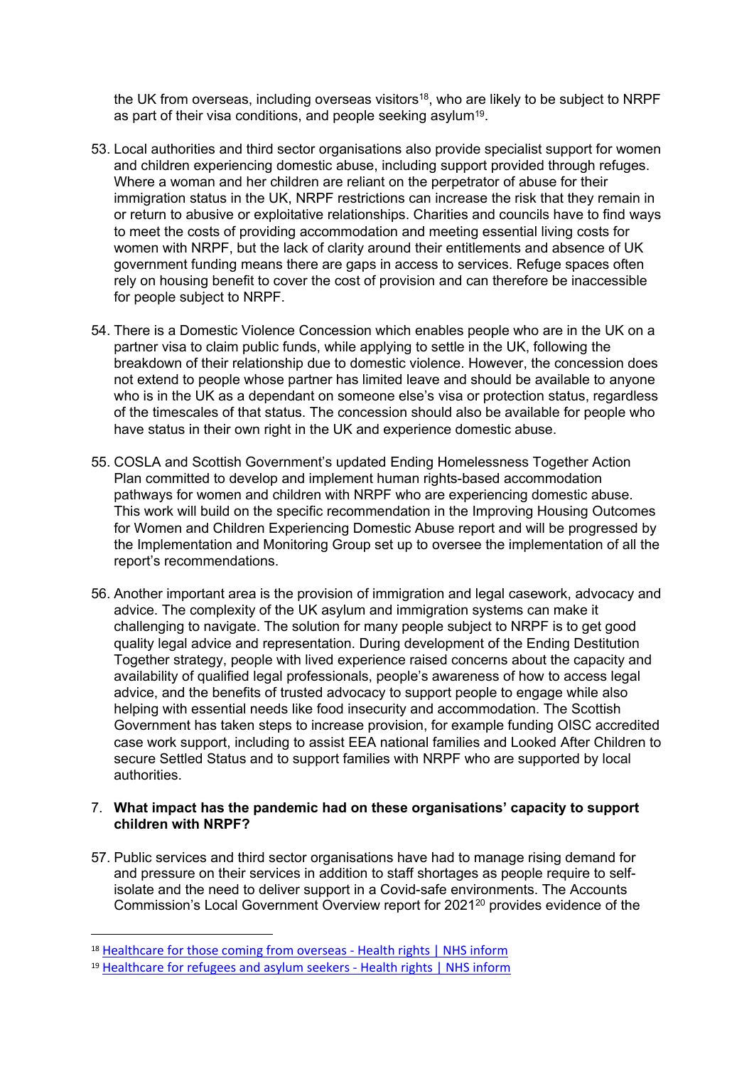the UK from overseas, including overseas visitors[18], who are likely to be subject to NRPF as part of their visa conditions, and people seeking asylum[19].

53. Local authorities and third sector organisations also provide specialist support for women and children experiencing domestic abuse, including support provided through refuges. Where a woman and her children are reliant on the perpetrator of abuse for their immigration status in the UK, NRPF restrictions can increase the risk that they remain in or return to abusive or exploitative relationships. Charities and councils have to find ways to meet the costs of providing accommodation and meeting essential living costs for women with NRPF, but the lack of clarity around their entitlements and absence of UK government funding means there are gaps in access to services. Refuge spaces often rely on housing benefit to cover the cost of provision and can therefore be inaccessible for people subject to NRPF.

54. There is a Domestic Violence Concession which enables people who are in the UK on a partner visa to claim public funds, while applying to settle in the UK, following the breakdown of their relationship due to domestic violence. However, the concession does not extend to people whose partner has limited leave and should be available to anyone who is in the UK as a dependant on someone else's visa or protection status, regardless of the timescales of that status. The concession should also be available for people who have status in their own right in the UK and experience domestic abuse.

55. COSLA and Scottish Government's updated Ending Homelessness Together Action Plan committed to develop and implement human rights-based accommodation pathways for women and children with NRPF who are experiencing domestic abuse. This work will build on the specific recommendation in the Improving Housing Outcomes for Women and Children Experiencing Domestic Abuse report and will be progressed by the Implementation and Monitoring Group set up to oversee the implementation of all the report's recommendations.

56. Another important area is the provision of immigration and legal casework, advocacy and advice. The complexity of the UK asylum and immigration systems can make it challenging to navigate. The solution for many people subject to NRPF is to get good quality legal advice and representation. During development of the Ending Destitution Together strategy, people with lived experience raised concerns about the capacity and availability of qualified legal professionals, people's awareness of how to access legal advice, and the benefits of trusted advocacy to support people to engage while also helping with essential needs like food insecurity and accommodation. The Scottish Government has taken steps to increase provision, for example funding OISC accredited case work support, including to assist EEA national families and Looked After Children to secure Settled Status and to support families with NRPF who are supported by local authorities.

7. **What impact has the pandemic had on these organisations' capacity to support children with NRPF?**

57. Public services and third sector organisations have had to manage rising demand for and pressure on their services in addition to staff shortages as people require to self-isolate and the need to deliver support in a Covid-safe environments. The Accounts Commission's Local Government Overview report for 2021[20] provides evidence of the

---

[18] Healthcare for those coming from overseas - Health rights | NHS inform

[19] Healthcare for refugees and asylum seekers - Health rights | NHS inform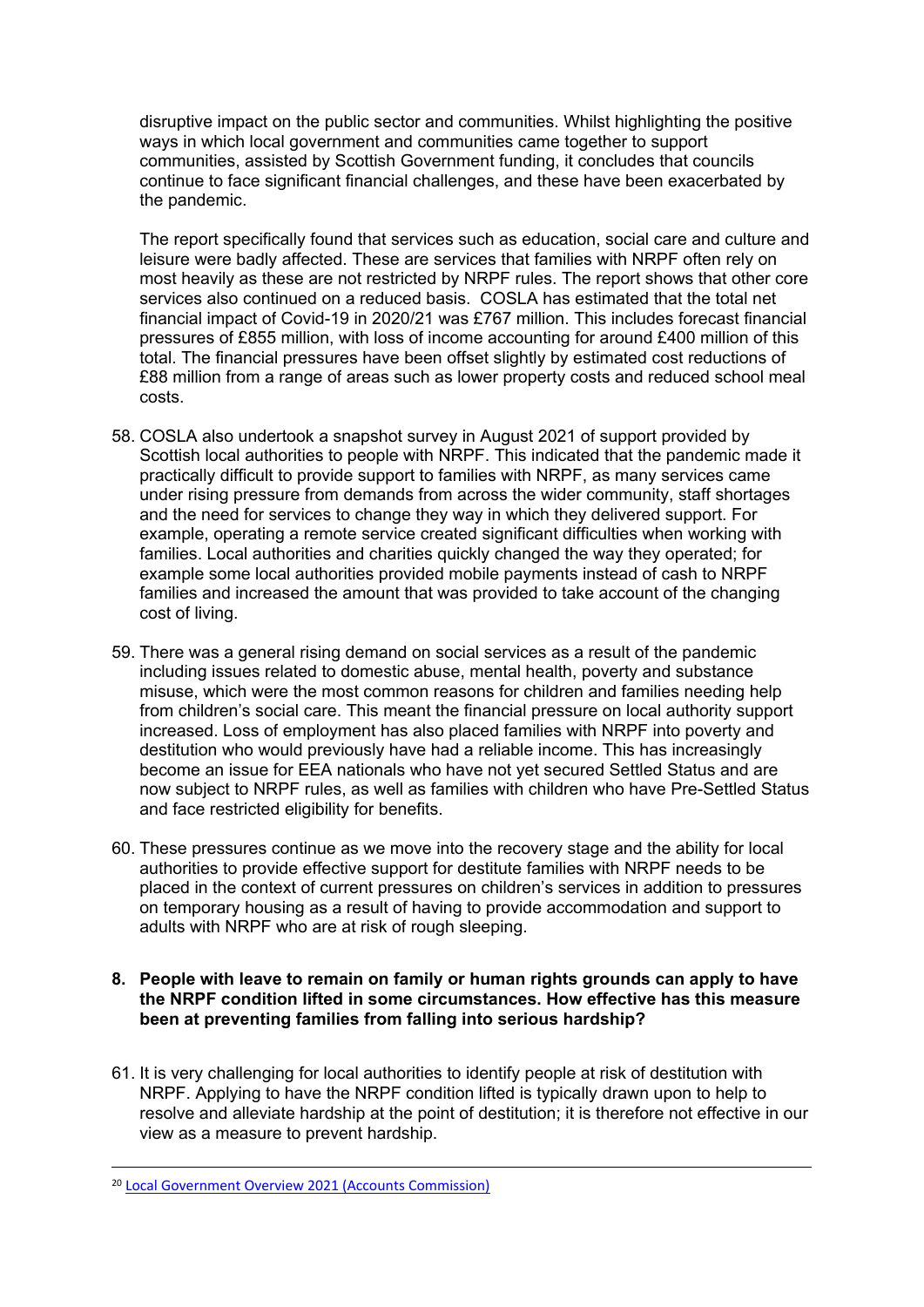disruptive impact on the public sector and communities. Whilst highlighting the positive ways in which local government and communities came together to support communities, assisted by Scottish Government funding, it concludes that councils continue to face significant financial challenges, and these have been exacerbated by the pandemic.

The report specifically found that services such as education, social care and culture and leisure were badly affected. These are services that families with NRPF often rely on most heavily as these are not restricted by NRPF rules. The report shows that other core services also continued on a reduced basis. COSLA has estimated that the total net financial impact of Covid-19 in 2020/21 was £767 million. This includes forecast financial pressures of £855 million, with loss of income accounting for around £400 million of this total. The financial pressures have been offset slightly by estimated cost reductions of £88 million from a range of areas such as lower property costs and reduced school meal costs.

58. COSLA also undertook a snapshot survey in August 2021 of support provided by Scottish local authorities to people with NRPF. This indicated that the pandemic made it practically difficult to provide support to families with NRPF, as many services came under rising pressure from demands from across the wider community, staff shortages and the need for services to change they way in which they delivered support. For example, operating a remote service created significant difficulties when working with families. Local authorities and charities quickly changed the way they operated; for example some local authorities provided mobile payments instead of cash to NRPF families and increased the amount that was provided to take account of the changing cost of living.

59. There was a general rising demand on social services as a result of the pandemic including issues related to domestic abuse, mental health, poverty and substance misuse, which were the most common reasons for children and families needing help from children's social care. This meant the financial pressure on local authority support increased. Loss of employment has also placed families with NRPF into poverty and destitution who would previously have had a reliable income. This has increasingly become an issue for EEA nationals who have not yet secured Settled Status and are now subject to NRPF rules, as well as families with children who have Pre-Settled Status and face restricted eligibility for benefits.

60. These pressures continue as we move into the recovery stage and the ability for local authorities to provide effective support for destitute families with NRPF needs to be placed in the context of current pressures on children's services in addition to pressures on temporary housing as a result of having to provide accommodation and support to adults with NRPF who are at risk of rough sleeping.

**8. People with leave to remain on family or human rights grounds can apply to have the NRPF condition lifted in some circumstances. How effective has this measure been at preventing families from falling into serious hardship?**

61. It is very challenging for local authorities to identify people at risk of destitution with NRPF. Applying to have the NRPF condition lifted is typically drawn upon to help to resolve and alleviate hardship at the point of destitution; it is therefore not effective in our view as a measure to prevent hardship.

---

[20] Local Government Overview 2021 (Accounts Commission)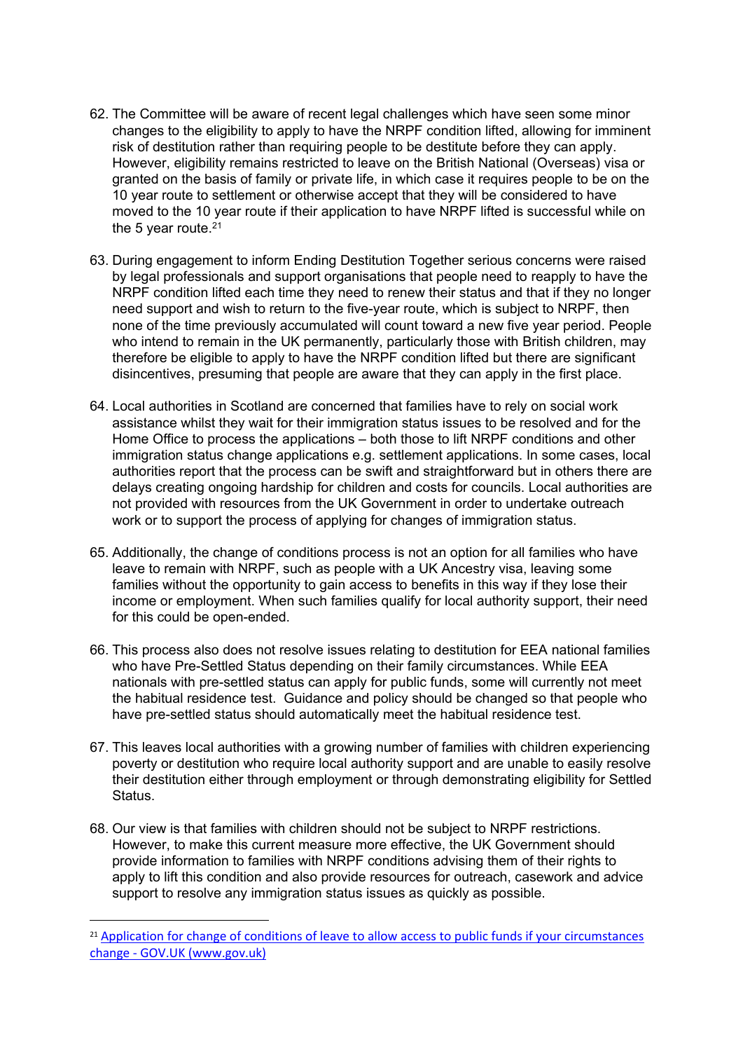62. The Committee will be aware of recent legal challenges which have seen some minor changes to the eligibility to apply to have the NRPF condition lifted, allowing for imminent risk of destitution rather than requiring people to be destitute before they can apply. However, eligibility remains restricted to leave on the British National (Overseas) visa or granted on the basis of family or private life, in which case it requires people to be on the 10 year route to settlement or otherwise accept that they will be considered to have moved to the 10 year route if their application to have NRPF lifted is successful while on the 5 year route.[21]

63. During engagement to inform Ending Destitution Together serious concerns were raised by legal professionals and support organisations that people need to reapply to have the NRPF condition lifted each time they need to renew their status and that if they no longer need support and wish to return to the five-year route, which is subject to NRPF, then none of the time previously accumulated will count toward a new five year period. People who intend to remain in the UK permanently, particularly those with British children, may therefore be eligible to apply to have the NRPF condition lifted but there are significant disincentives, presuming that people are aware that they can apply in the first place.

64. Local authorities in Scotland are concerned that families have to rely on social work assistance whilst they wait for their immigration status issues to be resolved and for the Home Office to process the applications – both those to lift NRPF conditions and other immigration status change applications e.g. settlement applications. In some cases, local authorities report that the process can be swift and straightforward but in others there are delays creating ongoing hardship for children and costs for councils. Local authorities are not provided with resources from the UK Government in order to undertake outreach work or to support the process of applying for changes of immigration status.

65. Additionally, the change of conditions process is not an option for all families who have leave to remain with NRPF, such as people with a UK Ancestry visa, leaving some families without the opportunity to gain access to benefits in this way if they lose their income or employment. When such families qualify for local authority support, their need for this could be open-ended.

66. This process also does not resolve issues relating to destitution for EEA national families who have Pre-Settled Status depending on their family circumstances. While EEA nationals with pre-settled status can apply for public funds, some will currently not meet the habitual residence test. Guidance and policy should be changed so that people who have pre-settled status should automatically meet the habitual residence test.

67. This leaves local authorities with a growing number of families with children experiencing poverty or destitution who require local authority support and are unable to easily resolve their destitution either through employment or through demonstrating eligibility for Settled Status.

68. Our view is that families with children should not be subject to NRPF restrictions. However, to make this current measure more effective, the UK Government should provide information to families with NRPF conditions advising them of their rights to apply to lift this condition and also provide resources for outreach, casework and advice support to resolve any immigration status issues as quickly as possible.

---

[21] Application for change of conditions of leave to allow access to public funds if your circumstances change - GOV.UK (www.gov.uk)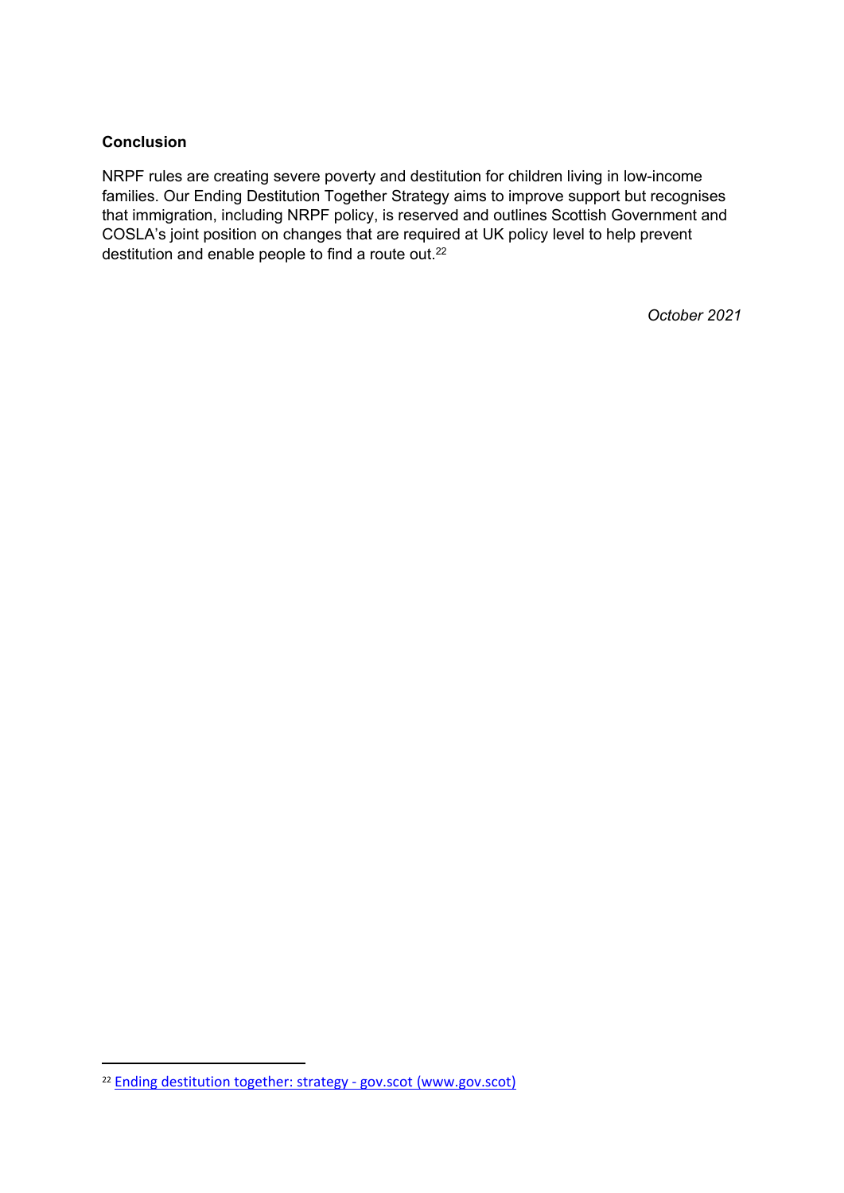**Conclusion**

NRPF rules are creating severe poverty and destitution for children living in low-income families. Our Ending Destitution Together Strategy aims to improve support but recognises that immigration, including NRPF policy, is reserved and outlines Scottish Government and COSLA's joint position on changes that are required at UK policy level to help prevent destitution and enable people to find a route out.[22]

*October 2021*

---

[22] Ending destitution together: strategy - gov.scot (www.gov.scot)